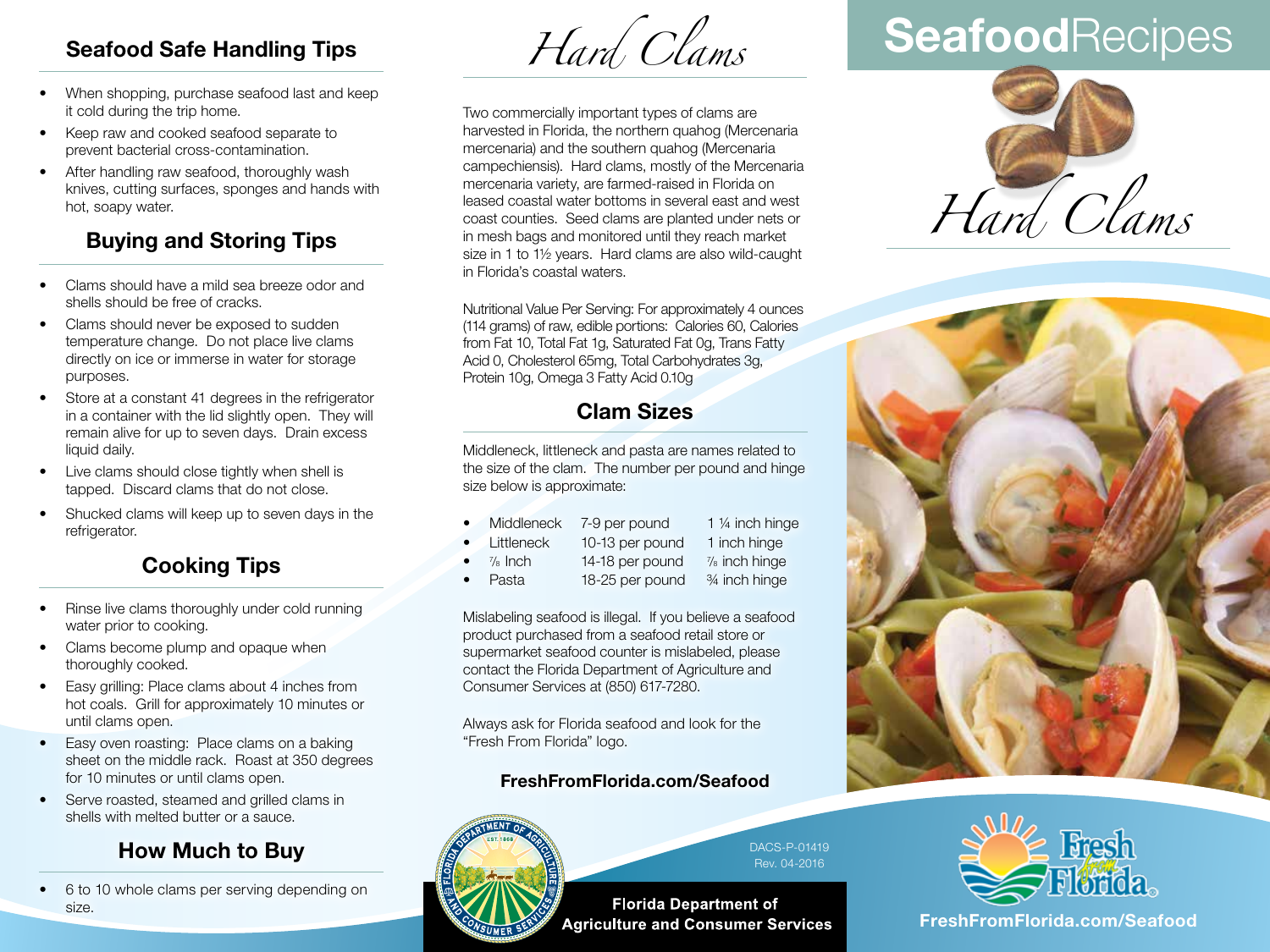## Seafood Safe Handling Tips

- When shopping, purchase seafood last and keep it cold during the trip home.
- Keep raw and cooked seafood separate to prevent bacterial cross-contamination.
- After handling raw seafood, thoroughly wash knives, cutting surfaces, sponges and hands with hot, soapy water.

## Buying and Storing Tips

- Clams should have a mild sea breeze odor and shells should be free of cracks.
- Clams should never be exposed to sudden temperature change. Do not place live clams directly on ice or immerse in water for storage purposes.
- Store at a constant 41 degrees in the refrigerator in a container with the lid slightly open. They will remain alive for up to seven days. Drain excess liquid daily.
- Live clams should close tightly when shell is tapped. Discard clams that do not close.
- Shucked clams will keep up to seven days in the refrigerator.

## Cooking Tips

- Rinse live clams thoroughly under cold running water prior to cooking.
- Clams become plump and opaque when thoroughly cooked.
- Easy grilling: Place clams about 4 inches from hot coals. Grill for approximately 10 minutes or until clams open.
- Easy oven roasting: Place clams on a baking sheet on the middle rack. Roast at 350 degrees for 10 minutes or until clams open.
- Serve roasted, steamed and grilled clams in shells with melted butter or a sauce.

## How Much to Buy

- 6 to 10 whole clams per serving depending on size.

# *Hard Clams*

Two commercially important types of clams are harvested in Florida, the northern quahog (Mercenaria mercenaria) and the southern quahog (Mercenaria campechiensis). Hard clams, mostly of the Mercenaria mercenaria variety, are farmed-raised in Florida on leased coastal water bottoms in several east and west coast counties. Seed clams are planted under nets or in mesh bags and monitored until they reach market size in 1 to 1½ years. Hard clams are also wild-caught in Florida's coastal waters.

Nutritional Value Per Serving: For approximately 4 ounces (114 grams) of raw, edible portions: Calories 60, Calories from Fat 10, Total Fat 1g, Saturated Fat 0g, Trans Fatty Acid 0, Cholesterol 65mg, Total Carbohydrates 3g, Protein 10g, Omega 3 Fatty Acid 0.10g

## Clam Sizes

Middleneck, littleneck and pasta are names related to the size of the clam. The number per pound and hinge size below is approximate:

- Middleneck — 7-9 per pound — 1 ¼ inch hinge
- Littleneck — 10-13 per pound — 1 inch hinge
- ⅞ Inch — 14-18 per pound — ⅞ inch hinge
- Pasta — 18-25 per pound — ¾ inch hinge

Mislabeling seafood is illegal. If you believe a seafood product purchased from a seafood retail store or supermarket seafood counter is mislabeled, please contact the Florida Department of Agriculture and Consumer Services at (850) 617-7280.

Always ask for Florida seafood and look for the "Fresh From Florida" logo.

**FreshFromFlorida.com/Seafood**

DACS-P-01419
Rev. 04-2016

**Florida Department of Agriculture and Consumer Services**

# **Seafood**Recipes

# *Hard Clams*

**FreshFromFlorida.com/Seafood**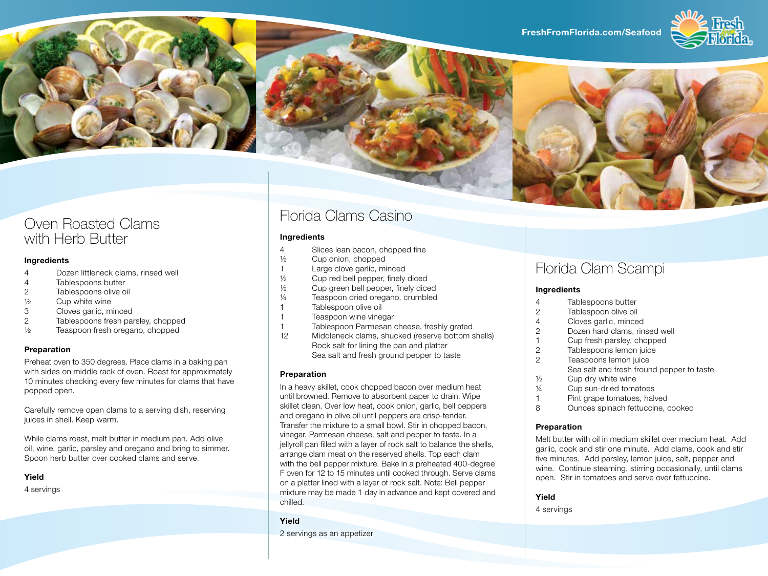FreshFromFlorida.com/Seafood

## Oven Roasted Clams with Herb Butter

### Ingredients

| | |
|---|---|
| 4 | Dozen littleneck clams, rinsed well |
| 4 | Tablespoons butter |
| 2 | Tablespoons olive oil |
| ½ | Cup white wine |
| 3 | Cloves garlic, minced |
| 2 | Tablespoons fresh parsley, chopped |
| ½ | Teaspoon fresh oregano, chopped |

### Preparation

Preheat oven to 350 degrees. Place clams in a baking pan with sides on middle rack of oven. Roast for approximately 10 minutes checking every few minutes for clams that have popped open.

Carefully remove open clams to a serving dish, reserving juices in shell. Keep warm.

While clams roast, melt butter in medium pan. Add olive oil, wine, garlic, parsley and oregano and bring to simmer. Spoon herb butter over cooked clams and serve.

### Yield

4 servings

## Florida Clams Casino

### Ingredients

| | |
|---|---|
| 4 | Slices lean bacon, chopped fine |
| ½ | Cup onion, chopped |
| 1 | Large clove garlic, minced |
| ½ | Cup red bell pepper, finely diced |
| ½ | Cup green bell pepper, finely diced |
| ¼ | Teaspoon dried oregano, crumbled |
| 1 | Tablespoon olive oil |
| 1 | Teaspoon wine vinegar |
| 1 | Tablespoon Parmesan cheese, freshly grated |
| 12 | Middleneck clams, shucked (reserve bottom shells) |
| | Rock salt for lining the pan and platter |
| | Sea salt and fresh ground pepper to taste |

### Preparation

In a heavy skillet, cook chopped bacon over medium heat until browned. Remove to absorbent paper to drain. Wipe skillet clean. Over low heat, cook onion, garlic, bell peppers and oregano in olive oil until peppers are crisp-tender. Transfer the mixture to a small bowl. Stir in chopped bacon, vinegar, Parmesan cheese, salt and pepper to taste. In a jellyroll pan filled with a layer of rock salt to balance the shells, arrange clam meat on the reserved shells. Top each clam with the bell pepper mixture. Bake in a preheated 400-degree F oven for 12 to 15 minutes until cooked through. Serve clams on a platter lined with a layer of rock salt. Note: Bell pepper mixture may be made 1 day in advance and kept covered and chilled.

### Yield

2 servings as an appetizer

## Florida Clam Scampi

### Ingredients

| | |
|---|---|
| 4 | Tablespoons butter |
| 2 | Tablespoon olive oil |
| 4 | Cloves garlic, minced |
| 2 | Dozen hard clams, rinsed well |
| 1 | Cup fresh parsley, chopped |
| 2 | Tablespoons lemon juice |
| 2 | Teaspoons lemon juice |
| | Sea salt and fresh fround pepper to taste |
| ½ | Cup dry white wine |
| ¼ | Cup sun-dried tomatoes |
| 1 | Pint grape tomatoes, halved |
| 8 | Ounces spinach fettuccine, cooked |

### Preparation

Melt butter with oil in medium skillet over medium heat. Add garlic, cook and stir one minute. Add clams, cook and stir five minutes. Add parsley, lemon juice, salt, pepper and wine. Continue steaming, stirring occasionally, until clams open. Stir in tomatoes and serve over fettuccine.

### Yield

4 servings